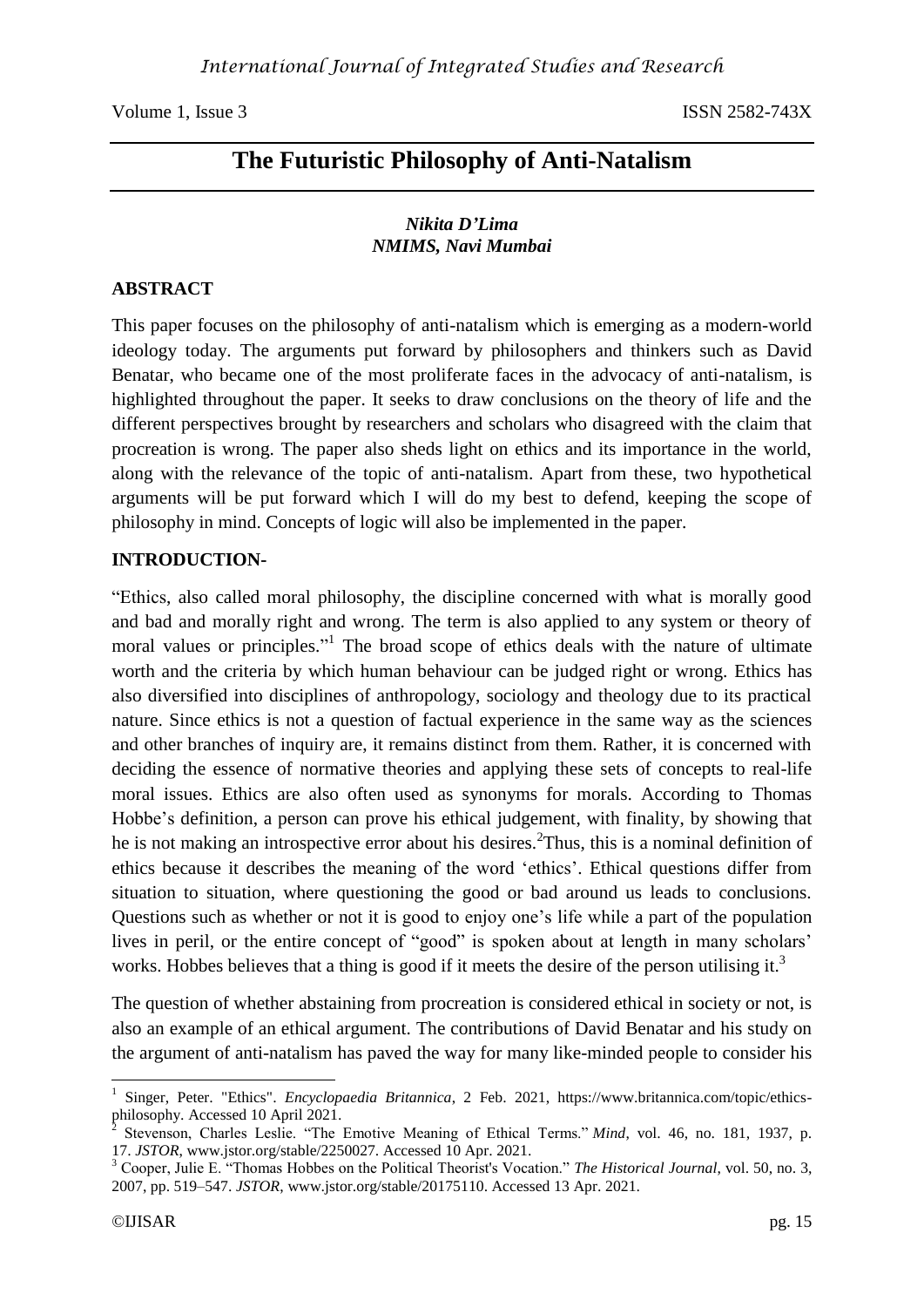# The Futuristic Philosophy of Anti-Natalism

***Nikita D'Lima***
***NMIMS, Navi Mumbai***

## ABSTRACT

This paper focuses on the philosophy of anti-natalism which is emerging as a modern-world ideology today. The arguments put forward by philosophers and thinkers such as David Benatar, who became one of the most proliferate faces in the advocacy of anti-natalism, is highlighted throughout the paper. It seeks to draw conclusions on the theory of life and the different perspectives brought by researchers and scholars who disagreed with the claim that procreation is wrong. The paper also sheds light on ethics and its importance in the world, along with the relevance of the topic of anti-natalism. Apart from these, two hypothetical arguments will be put forward which I will do my best to defend, keeping the scope of philosophy in mind. Concepts of logic will also be implemented in the paper.

## INTRODUCTION-

"Ethics, also called moral philosophy, the discipline concerned with what is morally good and bad and morally right and wrong. The term is also applied to any system or theory of moral values or principles."[1] The broad scope of ethics deals with the nature of ultimate worth and the criteria by which human behaviour can be judged right or wrong. Ethics has also diversified into disciplines of anthropology, sociology and theology due to its practical nature. Since ethics is not a question of factual experience in the same way as the sciences and other branches of inquiry are, it remains distinct from them. Rather, it is concerned with deciding the essence of normative theories and applying these sets of concepts to real-life moral issues. Ethics are also often used as synonyms for morals. According to Thomas Hobbe's definition, a person can prove his ethical judgement, with finality, by showing that he is not making an introspective error about his desires.[2] Thus, this is a nominal definition of ethics because it describes the meaning of the word 'ethics'. Ethical questions differ from situation to situation, where questioning the good or bad around us leads to conclusions. Questions such as whether or not it is good to enjoy one's life while a part of the population lives in peril, or the entire concept of "good" is spoken about at length in many scholars' works. Hobbes believes that a thing is good if it meets the desire of the person utilising it.[3]

The question of whether abstaining from procreation is considered ethical in society or not, is also an example of an ethical argument. The contributions of David Benatar and his study on the argument of anti-natalism has paved the way for many like-minded people to consider his

---

[1] Singer, Peter. "Ethics". *Encyclopaedia Britannica*, 2 Feb. 2021, https://www.britannica.com/topic/ethics-philosophy. Accessed 10 April 2021.

[2] Stevenson, Charles Leslie. "The Emotive Meaning of Ethical Terms." *Mind*, vol. 46, no. 181, 1937, p. 17. *JSTOR*, www.jstor.org/stable/2250027. Accessed 10 Apr. 2021.

[3] Cooper, Julie E. "Thomas Hobbes on the Political Theorist's Vocation." *The Historical Journal*, vol. 50, no. 3, 2007, pp. 519–547. *JSTOR*, www.jstor.org/stable/20175110. Accessed 13 Apr. 2021.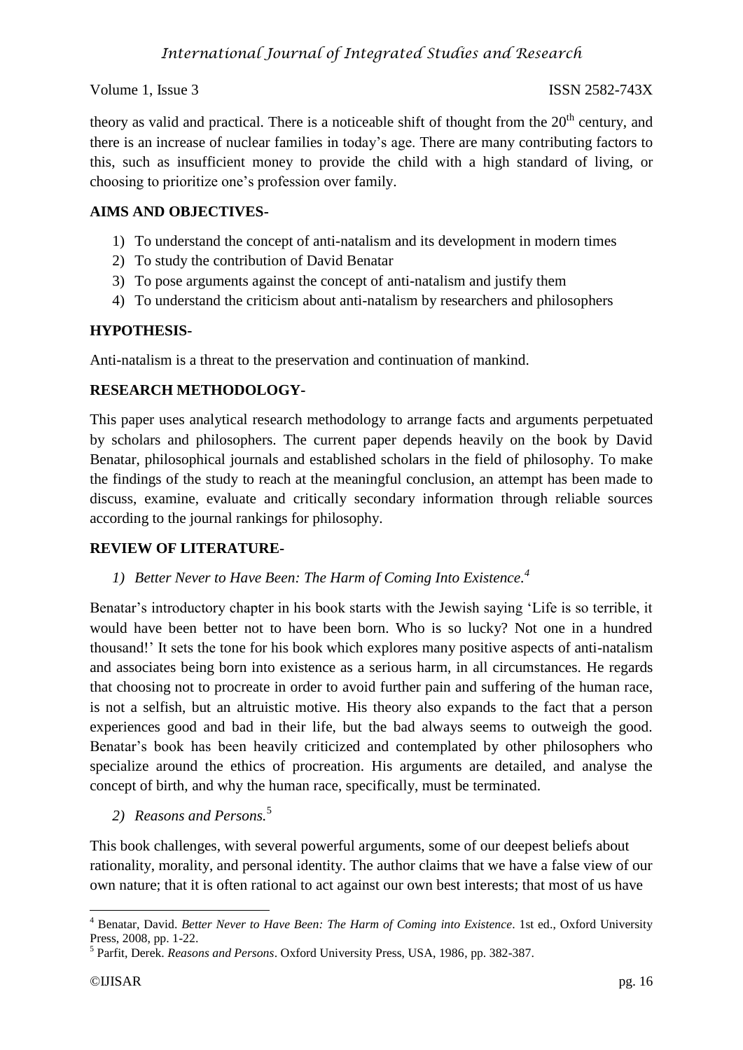theory as valid and practical. There is a noticeable shift of thought from the 20th century, and there is an increase of nuclear families in today's age. There are many contributing factors to this, such as insufficient money to provide the child with a high standard of living, or choosing to prioritize one's profession over family.

**AIMS AND OBJECTIVES-**

1) To understand the concept of anti-natalism and its development in modern times
2) To study the contribution of David Benatar
3) To pose arguments against the concept of anti-natalism and justify them
4) To understand the criticism about anti-natalism by researchers and philosophers

**HYPOTHESIS-**

Anti-natalism is a threat to the preservation and continuation of mankind.

**RESEARCH METHODOLOGY-**

This paper uses analytical research methodology to arrange facts and arguments perpetuated by scholars and philosophers. The current paper depends heavily on the book by David Benatar, philosophical journals and established scholars in the field of philosophy. To make the findings of the study to reach at the meaningful conclusion, an attempt has been made to discuss, examine, evaluate and critically secondary information through reliable sources according to the journal rankings for philosophy.

**REVIEW OF LITERATURE-**

1) *Better Never to Have Been: The Harm of Coming Into Existence.*[4]

Benatar's introductory chapter in his book starts with the Jewish saying 'Life is so terrible, it would have been better not to have been born. Who is so lucky? Not one in a hundred thousand!' It sets the tone for his book which explores many positive aspects of anti-natalism and associates being born into existence as a serious harm, in all circumstances. He regards that choosing not to procreate in order to avoid further pain and suffering of the human race, is not a selfish, but an altruistic motive. His theory also expands to the fact that a person experiences good and bad in their life, but the bad always seems to outweigh the good. Benatar's book has been heavily criticized and contemplated by other philosophers who specialize around the ethics of procreation. His arguments are detailed, and analyse the concept of birth, and why the human race, specifically, must be terminated.

2) *Reasons and Persons.*[5]

This book challenges, with several powerful arguments, some of our deepest beliefs about rationality, morality, and personal identity. The author claims that we have a false view of our own nature; that it is often rational to act against our own best interests; that most of us have

---

[4] Benatar, David. *Better Never to Have Been: The Harm of Coming into Existence*. 1st ed., Oxford University Press, 2008, pp. 1-22.

[5] Parfit, Derek. *Reasons and Persons*. Oxford University Press, USA, 1986, pp. 382-387.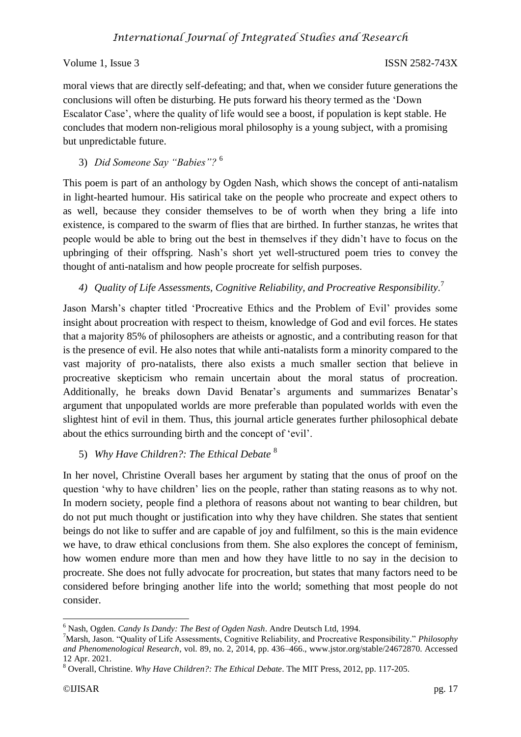moral views that are directly self-defeating; and that, when we consider future generations the conclusions will often be disturbing. He puts forward his theory termed as the 'Down Escalator Case', where the quality of life would see a boost, if population is kept stable. He concludes that modern non-religious moral philosophy is a young subject, with a promising but unpredictable future.

3) *Did Someone Say "Babies"?* [6]

This poem is part of an anthology by Ogden Nash, which shows the concept of anti-natalism in light-hearted humour. His satirical take on the people who procreate and expect others to as well, because they consider themselves to be of worth when they bring a life into existence, is compared to the swarm of flies that are birthed. In further stanzas, he writes that people would be able to bring out the best in themselves if they didn't have to focus on the upbringing of their offspring. Nash's short yet well-structured poem tries to convey the thought of anti-natalism and how people procreate for selfish purposes.

4) *Quality of Life Assessments, Cognitive Reliability, and Procreative Responsibility.* [7]

Jason Marsh's chapter titled 'Procreative Ethics and the Problem of Evil' provides some insight about procreation with respect to theism, knowledge of God and evil forces. He states that a majority 85% of philosophers are atheists or agnostic, and a contributing reason for that is the presence of evil. He also notes that while anti-natalists form a minority compared to the vast majority of pro-natalists, there also exists a much smaller section that believe in procreative skepticism who remain uncertain about the moral status of procreation. Additionally, he breaks down David Benatar's arguments and summarizes Benatar's argument that unpopulated worlds are more preferable than populated worlds with even the slightest hint of evil in them. Thus, this journal article generates further philosophical debate about the ethics surrounding birth and the concept of 'evil'.

5) *Why Have Children?: The Ethical Debate* [8]

In her novel, Christine Overall bases her argument by stating that the onus of proof on the question 'why to have children' lies on the people, rather than stating reasons as to why not. In modern society, people find a plethora of reasons about not wanting to bear children, but do not put much thought or justification into why they have children. She states that sentient beings do not like to suffer and are capable of joy and fulfilment, so this is the main evidence we have, to draw ethical conclusions from them. She also explores the concept of feminism, how women endure more than men and how they have little to no say in the decision to procreate. She does not fully advocate for procreation, but states that many factors need to be considered before bringing another life into the world; something that most people do not consider.

---

[6] Nash, Ogden. *Candy Is Dandy: The Best of Ogden Nash*. Andre Deutsch Ltd, 1994.

[7] Marsh, Jason. "Quality of Life Assessments, Cognitive Reliability, and Procreative Responsibility." *Philosophy and Phenomenological Research*, vol. 89, no. 2, 2014, pp. 436–466., www.jstor.org/stable/24672870. Accessed 12 Apr. 2021.

[8] Overall, Christine. *Why Have Children?: The Ethical Debate*. The MIT Press, 2012, pp. 117-205.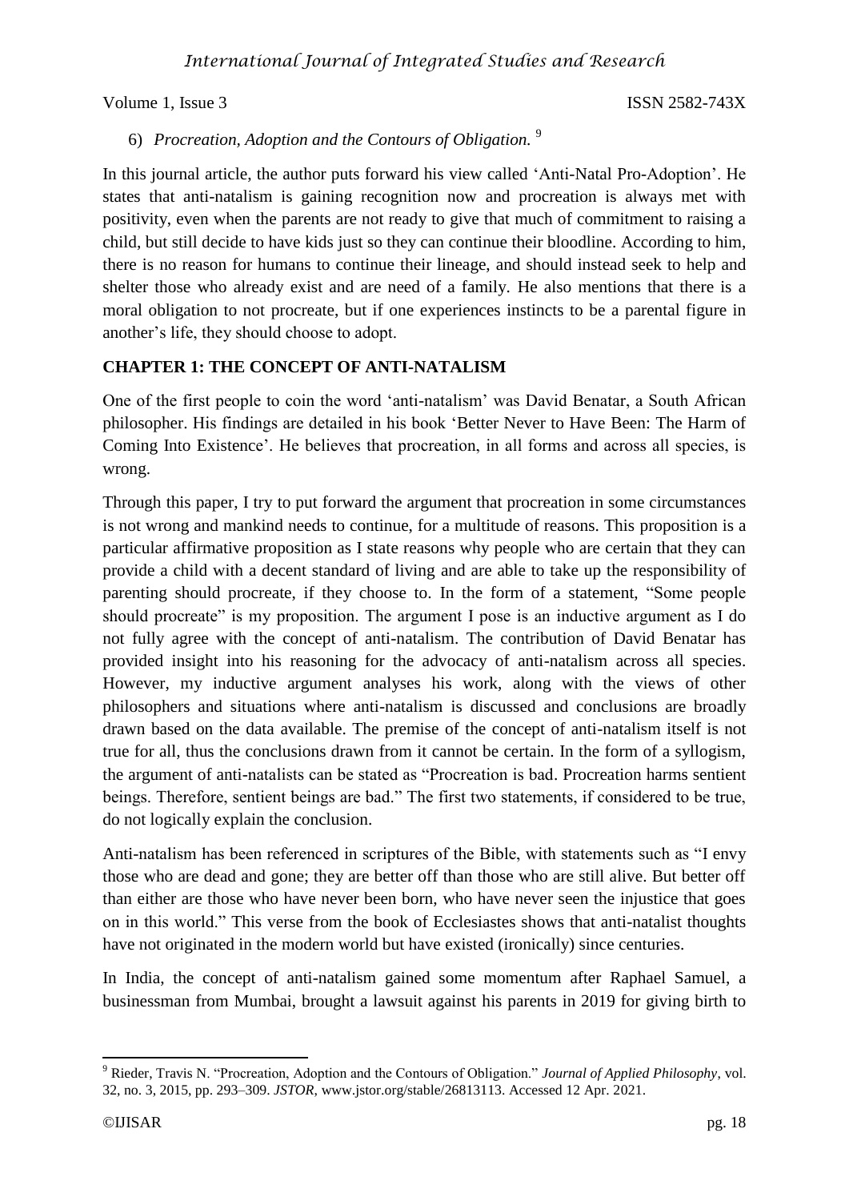6) *Procreation, Adoption and the Contours of Obligation.* [9]

In this journal article, the author puts forward his view called 'Anti-Natal Pro-Adoption'. He states that anti-natalism is gaining recognition now and procreation is always met with positivity, even when the parents are not ready to give that much of commitment to raising a child, but still decide to have kids just so they can continue their bloodline. According to him, there is no reason for humans to continue their lineage, and should instead seek to help and shelter those who already exist and are need of a family. He also mentions that there is a moral obligation to not procreate, but if one experiences instincts to be a parental figure in another's life, they should choose to adopt.

## CHAPTER 1: THE CONCEPT OF ANTI-NATALISM

One of the first people to coin the word 'anti-natalism' was David Benatar, a South African philosopher. His findings are detailed in his book 'Better Never to Have Been: The Harm of Coming Into Existence'. He believes that procreation, in all forms and across all species, is wrong.

Through this paper, I try to put forward the argument that procreation in some circumstances is not wrong and mankind needs to continue, for a multitude of reasons. This proposition is a particular affirmative proposition as I state reasons why people who are certain that they can provide a child with a decent standard of living and are able to take up the responsibility of parenting should procreate, if they choose to. In the form of a statement, "Some people should procreate" is my proposition. The argument I pose is an inductive argument as I do not fully agree with the concept of anti-natalism. The contribution of David Benatar has provided insight into his reasoning for the advocacy of anti-natalism across all species. However, my inductive argument analyses his work, along with the views of other philosophers and situations where anti-natalism is discussed and conclusions are broadly drawn based on the data available. The premise of the concept of anti-natalism itself is not true for all, thus the conclusions drawn from it cannot be certain. In the form of a syllogism, the argument of anti-natalists can be stated as "Procreation is bad. Procreation harms sentient beings. Therefore, sentient beings are bad." The first two statements, if considered to be true, do not logically explain the conclusion.

Anti-natalism has been referenced in scriptures of the Bible, with statements such as "I envy those who are dead and gone; they are better off than those who are still alive. But better off than either are those who have never been born, who have never seen the injustice that goes on in this world." This verse from the book of Ecclesiastes shows that anti-natalist thoughts have not originated in the modern world but have existed (ironically) since centuries.

In India, the concept of anti-natalism gained some momentum after Raphael Samuel, a businessman from Mumbai, brought a lawsuit against his parents in 2019 for giving birth to

---

[9] Rieder, Travis N. "Procreation, Adoption and the Contours of Obligation." *Journal of Applied Philosophy*, vol. 32, no. 3, 2015, pp. 293–309. *JSTOR*, www.jstor.org/stable/26813113. Accessed 12 Apr. 2021.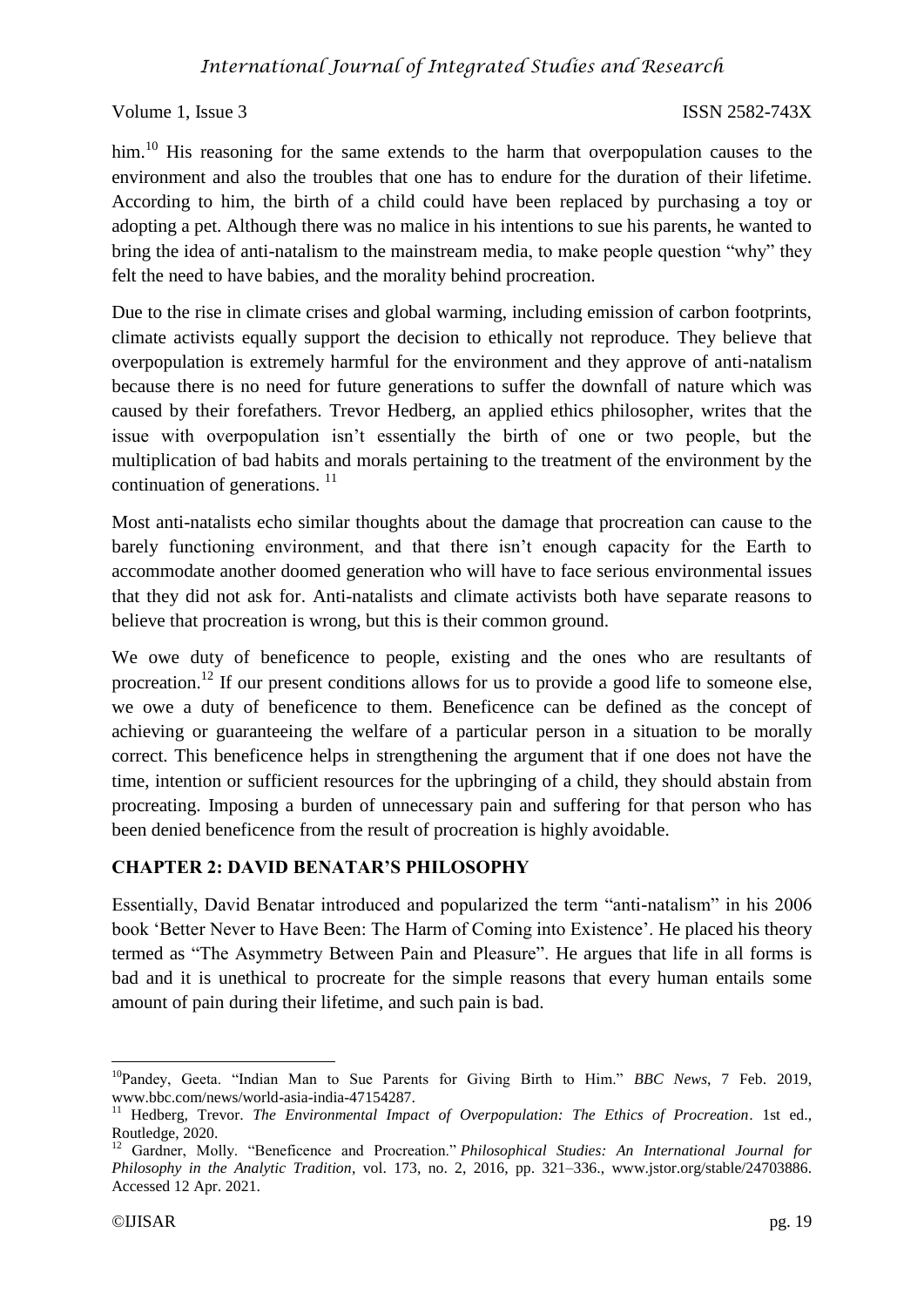him.[10] His reasoning for the same extends to the harm that overpopulation causes to the environment and also the troubles that one has to endure for the duration of their lifetime. According to him, the birth of a child could have been replaced by purchasing a toy or adopting a pet. Although there was no malice in his intentions to sue his parents, he wanted to bring the idea of anti-natalism to the mainstream media, to make people question "why" they felt the need to have babies, and the morality behind procreation.

Due to the rise in climate crises and global warming, including emission of carbon footprints, climate activists equally support the decision to ethically not reproduce. They believe that overpopulation is extremely harmful for the environment and they approve of anti-natalism because there is no need for future generations to suffer the downfall of nature which was caused by their forefathers. Trevor Hedberg, an applied ethics philosopher, writes that the issue with overpopulation isn't essentially the birth of one or two people, but the multiplication of bad habits and morals pertaining to the treatment of the environment by the continuation of generations. [11]

Most anti-natalists echo similar thoughts about the damage that procreation can cause to the barely functioning environment, and that there isn't enough capacity for the Earth to accommodate another doomed generation who will have to face serious environmental issues that they did not ask for. Anti-natalists and climate activists both have separate reasons to believe that procreation is wrong, but this is their common ground.

We owe duty of beneficence to people, existing and the ones who are resultants of procreation.[12] If our present conditions allows for us to provide a good life to someone else, we owe a duty of beneficence to them. Beneficence can be defined as the concept of achieving or guaranteeing the welfare of a particular person in a situation to be morally correct. This beneficence helps in strengthening the argument that if one does not have the time, intention or sufficient resources for the upbringing of a child, they should abstain from procreating. Imposing a burden of unnecessary pain and suffering for that person who has been denied beneficence from the result of procreation is highly avoidable.

## CHAPTER 2: DAVID BENATAR'S PHILOSOPHY

Essentially, David Benatar introduced and popularized the term "anti-natalism" in his 2006 book 'Better Never to Have Been: The Harm of Coming into Existence'. He placed his theory termed as "The Asymmetry Between Pain and Pleasure". He argues that life in all forms is bad and it is unethical to procreate for the simple reasons that every human entails some amount of pain during their lifetime, and such pain is bad.

---

[10] Pandey, Geeta. "Indian Man to Sue Parents for Giving Birth to Him." *BBC News*, 7 Feb. 2019, www.bbc.com/news/world-asia-india-47154287.

[11] Hedberg, Trevor. *The Environmental Impact of Overpopulation: The Ethics of Procreation*. 1st ed., Routledge, 2020.

[12] Gardner, Molly. "Beneficence and Procreation." *Philosophical Studies: An International Journal for Philosophy in the Analytic Tradition*, vol. 173, no. 2, 2016, pp. 321–336., www.jstor.org/stable/24703886. Accessed 12 Apr. 2021.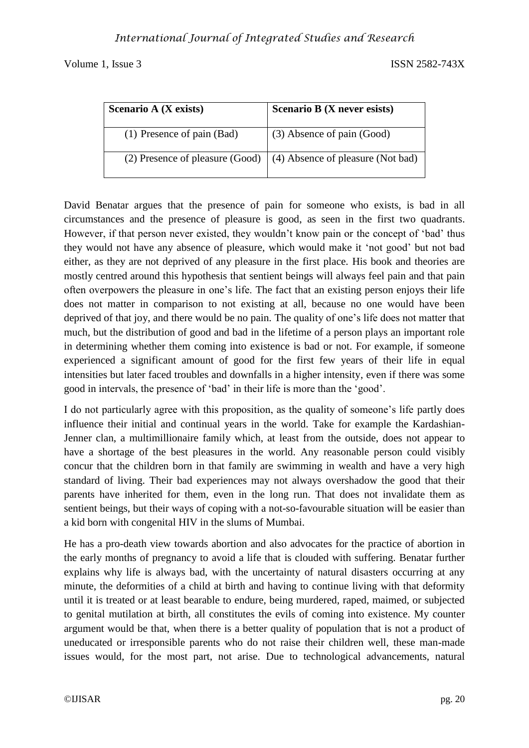| Scenario A (X exists) | Scenario B (X never esists) |
|---|---|
| (1) Presence of pain (Bad) | (3) Absence of pain (Good) |
| (2) Presence of pleasure (Good) | (4) Absence of pleasure (Not bad) |

David Benatar argues that the presence of pain for someone who exists, is bad in all circumstances and the presence of pleasure is good, as seen in the first two quadrants. However, if that person never existed, they wouldn't know pain or the concept of 'bad' thus they would not have any absence of pleasure, which would make it 'not good' but not bad either, as they are not deprived of any pleasure in the first place. His book and theories are mostly centred around this hypothesis that sentient beings will always feel pain and that pain often overpowers the pleasure in one's life. The fact that an existing person enjoys their life does not matter in comparison to not existing at all, because no one would have been deprived of that joy, and there would be no pain. The quality of one's life does not matter that much, but the distribution of good and bad in the lifetime of a person plays an important role in determining whether them coming into existence is bad or not. For example, if someone experienced a significant amount of good for the first few years of their life in equal intensities but later faced troubles and downfalls in a higher intensity, even if there was some good in intervals, the presence of 'bad' in their life is more than the 'good'.

I do not particularly agree with this proposition, as the quality of someone's life partly does influence their initial and continual years in the world. Take for example the Kardashian-Jenner clan, a multimillionaire family which, at least from the outside, does not appear to have a shortage of the best pleasures in the world. Any reasonable person could visibly concur that the children born in that family are swimming in wealth and have a very high standard of living. Their bad experiences may not always overshadow the good that their parents have inherited for them, even in the long run. That does not invalidate them as sentient beings, but their ways of coping with a not-so-favourable situation will be easier than a kid born with congenital HIV in the slums of Mumbai.

He has a pro-death view towards abortion and also advocates for the practice of abortion in the early months of pregnancy to avoid a life that is clouded with suffering. Benatar further explains why life is always bad, with the uncertainty of natural disasters occurring at any minute, the deformities of a child at birth and having to continue living with that deformity until it is treated or at least bearable to endure, being murdered, raped, maimed, or subjected to genital mutilation at birth, all constitutes the evils of coming into existence. My counter argument would be that, when there is a better quality of population that is not a product of uneducated or irresponsible parents who do not raise their children well, these man-made issues would, for the most part, not arise. Due to technological advancements, natural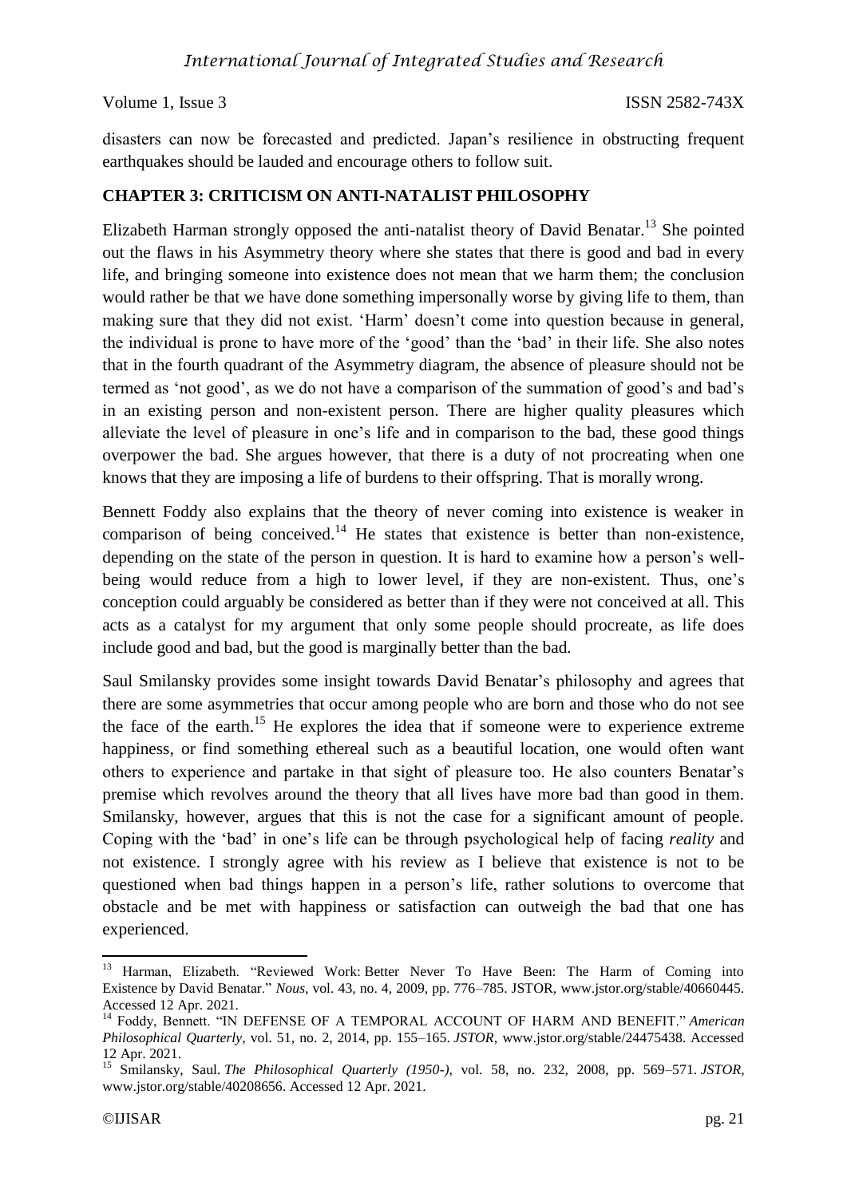disasters can now be forecasted and predicted. Japan's resilience in obstructing frequent earthquakes should be lauded and encourage others to follow suit.

## CHAPTER 3: CRITICISM ON ANTI-NATALIST PHILOSOPHY

Elizabeth Harman strongly opposed the anti-natalist theory of David Benatar.[13] She pointed out the flaws in his Asymmetry theory where she states that there is good and bad in every life, and bringing someone into existence does not mean that we harm them; the conclusion would rather be that we have done something impersonally worse by giving life to them, than making sure that they did not exist. 'Harm' doesn't come into question because in general, the individual is prone to have more of the 'good' than the 'bad' in their life. She also notes that in the fourth quadrant of the Asymmetry diagram, the absence of pleasure should not be termed as 'not good', as we do not have a comparison of the summation of good's and bad's in an existing person and non-existent person. There are higher quality pleasures which alleviate the level of pleasure in one's life and in comparison to the bad, these good things overpower the bad. She argues however, that there is a duty of not procreating when one knows that they are imposing a life of burdens to their offspring. That is morally wrong.

Bennett Foddy also explains that the theory of never coming into existence is weaker in comparison of being conceived.[14] He states that existence is better than non-existence, depending on the state of the person in question. It is hard to examine how a person's well-being would reduce from a high to lower level, if they are non-existent. Thus, one's conception could arguably be considered as better than if they were not conceived at all. This acts as a catalyst for my argument that only some people should procreate, as life does include good and bad, but the good is marginally better than the bad.

Saul Smilansky provides some insight towards David Benatar's philosophy and agrees that there are some asymmetries that occur among people who are born and those who do not see the face of the earth.[15] He explores the idea that if someone were to experience extreme happiness, or find something ethereal such as a beautiful location, one would often want others to experience and partake in that sight of pleasure too. He also counters Benatar's premise which revolves around the theory that all lives have more bad than good in them. Smilansky, however, argues that this is not the case for a significant amount of people. Coping with the 'bad' in one's life can be through psychological help of facing *reality* and not existence. I strongly agree with his review as I believe that existence is not to be questioned when bad things happen in a person's life, rather solutions to overcome that obstacle and be met with happiness or satisfaction can outweigh the bad that one has experienced.

---

[13] Harman, Elizabeth. "Reviewed Work: Better Never To Have Been: The Harm of Coming into Existence by David Benatar." *Nous*, vol. 43, no. 4, 2009, pp. 776–785. JSTOR, www.jstor.org/stable/40660445. Accessed 12 Apr. 2021.

[14] Foddy, Bennett. "IN DEFENSE OF A TEMPORAL ACCOUNT OF HARM AND BENEFIT." *American Philosophical Quarterly*, vol. 51, no. 2, 2014, pp. 155–165. *JSTOR*, www.jstor.org/stable/24475438. Accessed 12 Apr. 2021.

[15] Smilansky, Saul. *The Philosophical Quarterly (1950-)*, vol. 58, no. 232, 2008, pp. 569–571. *JSTOR*, www.jstor.org/stable/40208656. Accessed 12 Apr. 2021.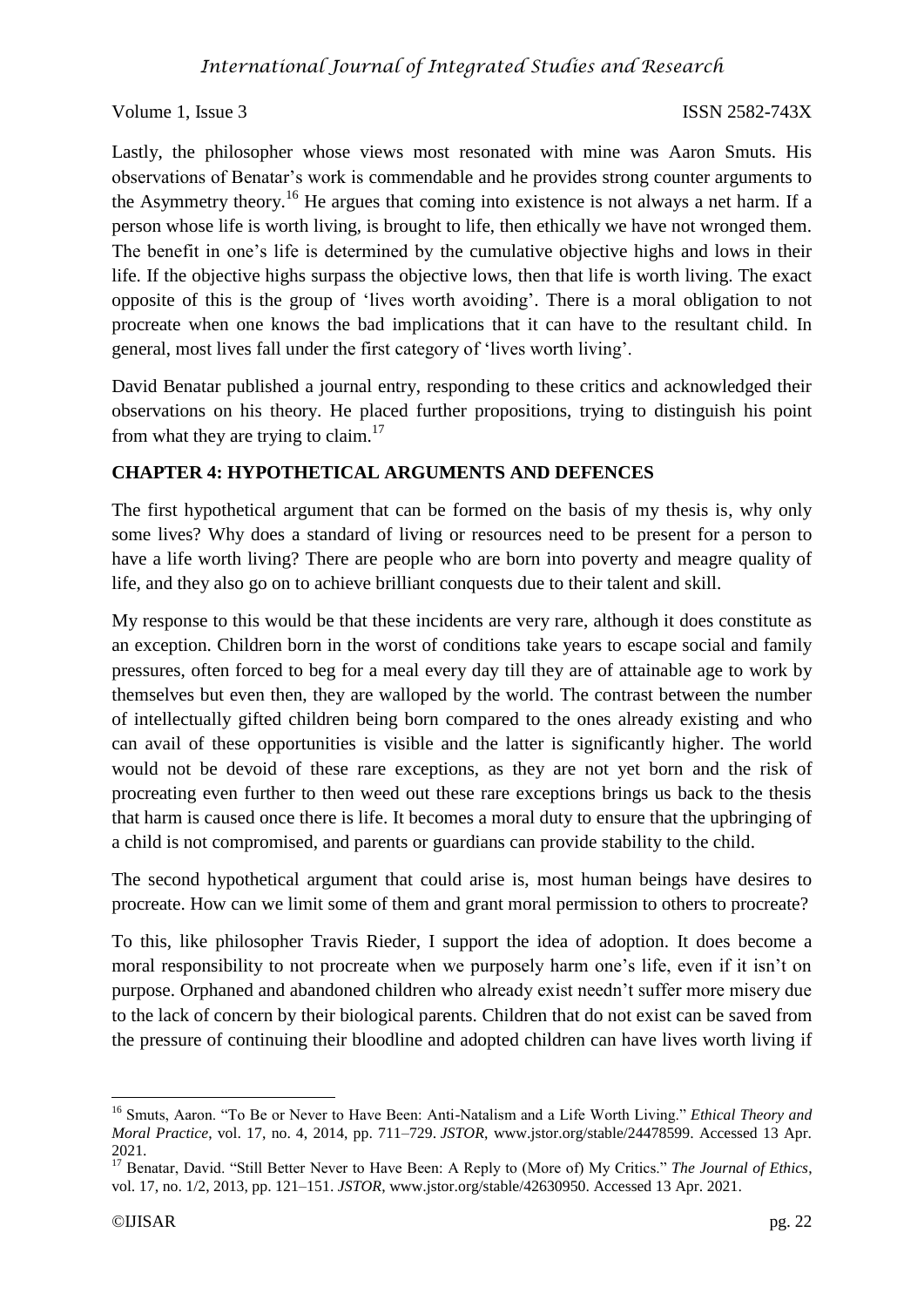Lastly, the philosopher whose views most resonated with mine was Aaron Smuts. His observations of Benatar's work is commendable and he provides strong counter arguments to the Asymmetry theory.[16] He argues that coming into existence is not always a net harm. If a person whose life is worth living, is brought to life, then ethically we have not wronged them. The benefit in one's life is determined by the cumulative objective highs and lows in their life. If the objective highs surpass the objective lows, then that life is worth living. The exact opposite of this is the group of 'lives worth avoiding'. There is a moral obligation to not procreate when one knows the bad implications that it can have to the resultant child. In general, most lives fall under the first category of 'lives worth living'.

David Benatar published a journal entry, responding to these critics and acknowledged their observations on his theory. He placed further propositions, trying to distinguish his point from what they are trying to claim.[17]

## CHAPTER 4: HYPOTHETICAL ARGUMENTS AND DEFENCES

The first hypothetical argument that can be formed on the basis of my thesis is, why only some lives? Why does a standard of living or resources need to be present for a person to have a life worth living? There are people who are born into poverty and meagre quality of life, and they also go on to achieve brilliant conquests due to their talent and skill.

My response to this would be that these incidents are very rare, although it does constitute as an exception. Children born in the worst of conditions take years to escape social and family pressures, often forced to beg for a meal every day till they are of attainable age to work by themselves but even then, they are walloped by the world. The contrast between the number of intellectually gifted children being born compared to the ones already existing and who can avail of these opportunities is visible and the latter is significantly higher. The world would not be devoid of these rare exceptions, as they are not yet born and the risk of procreating even further to then weed out these rare exceptions brings us back to the thesis that harm is caused once there is life. It becomes a moral duty to ensure that the upbringing of a child is not compromised, and parents or guardians can provide stability to the child.

The second hypothetical argument that could arise is, most human beings have desires to procreate. How can we limit some of them and grant moral permission to others to procreate?

To this, like philosopher Travis Rieder, I support the idea of adoption. It does become a moral responsibility to not procreate when we purposely harm one's life, even if it isn't on purpose. Orphaned and abandoned children who already exist needn't suffer more misery due to the lack of concern by their biological parents. Children that do not exist can be saved from the pressure of continuing their bloodline and adopted children can have lives worth living if

---

[16] Smuts, Aaron. "To Be or Never to Have Been: Anti-Natalism and a Life Worth Living." *Ethical Theory and Moral Practice*, vol. 17, no. 4, 2014, pp. 711–729. *JSTOR*, www.jstor.org/stable/24478599. Accessed 13 Apr. 2021.

[17] Benatar, David. "Still Better Never to Have Been: A Reply to (More of) My Critics." *The Journal of Ethics*, vol. 17, no. 1/2, 2013, pp. 121–151. *JSTOR*, www.jstor.org/stable/42630950. Accessed 13 Apr. 2021.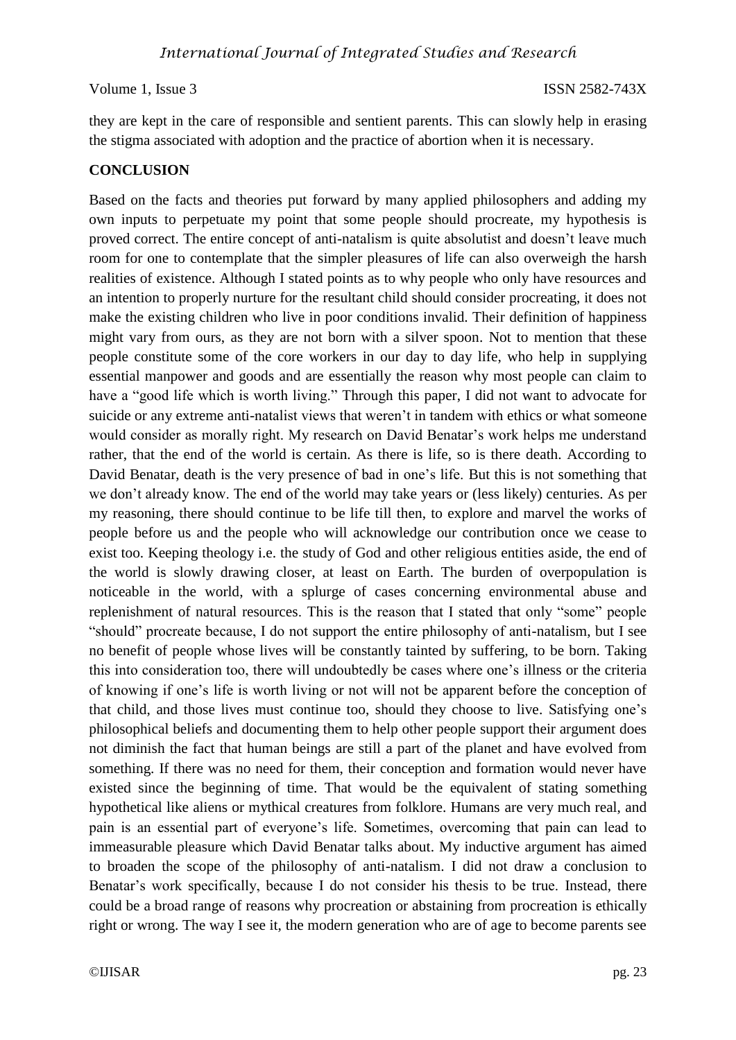they are kept in the care of responsible and sentient parents. This can slowly help in erasing the stigma associated with adoption and the practice of abortion when it is necessary.

## CONCLUSION

Based on the facts and theories put forward by many applied philosophers and adding my own inputs to perpetuate my point that some people should procreate, my hypothesis is proved correct. The entire concept of anti-natalism is quite absolutist and doesn't leave much room for one to contemplate that the simpler pleasures of life can also overweigh the harsh realities of existence. Although I stated points as to why people who only have resources and an intention to properly nurture for the resultant child should consider procreating, it does not make the existing children who live in poor conditions invalid. Their definition of happiness might vary from ours, as they are not born with a silver spoon. Not to mention that these people constitute some of the core workers in our day to day life, who help in supplying essential manpower and goods and are essentially the reason why most people can claim to have a "good life which is worth living." Through this paper, I did not want to advocate for suicide or any extreme anti-natalist views that weren't in tandem with ethics or what someone would consider as morally right. My research on David Benatar's work helps me understand rather, that the end of the world is certain. As there is life, so is there death. According to David Benatar, death is the very presence of bad in one's life. But this is not something that we don't already know. The end of the world may take years or (less likely) centuries. As per my reasoning, there should continue to be life till then, to explore and marvel the works of people before us and the people who will acknowledge our contribution once we cease to exist too. Keeping theology i.e. the study of God and other religious entities aside, the end of the world is slowly drawing closer, at least on Earth. The burden of overpopulation is noticeable in the world, with a splurge of cases concerning environmental abuse and replenishment of natural resources. This is the reason that I stated that only "some" people "should" procreate because, I do not support the entire philosophy of anti-natalism, but I see no benefit of people whose lives will be constantly tainted by suffering, to be born. Taking this into consideration too, there will undoubtedly be cases where one's illness or the criteria of knowing if one's life is worth living or not will not be apparent before the conception of that child, and those lives must continue too, should they choose to live. Satisfying one's philosophical beliefs and documenting them to help other people support their argument does not diminish the fact that human beings are still a part of the planet and have evolved from something. If there was no need for them, their conception and formation would never have existed since the beginning of time. That would be the equivalent of stating something hypothetical like aliens or mythical creatures from folklore. Humans are very much real, and pain is an essential part of everyone's life. Sometimes, overcoming that pain can lead to immeasurable pleasure which David Benatar talks about. My inductive argument has aimed to broaden the scope of the philosophy of anti-natalism. I did not draw a conclusion to Benatar's work specifically, because I do not consider his thesis to be true. Instead, there could be a broad range of reasons why procreation or abstaining from procreation is ethically right or wrong. The way I see it, the modern generation who are of age to become parents see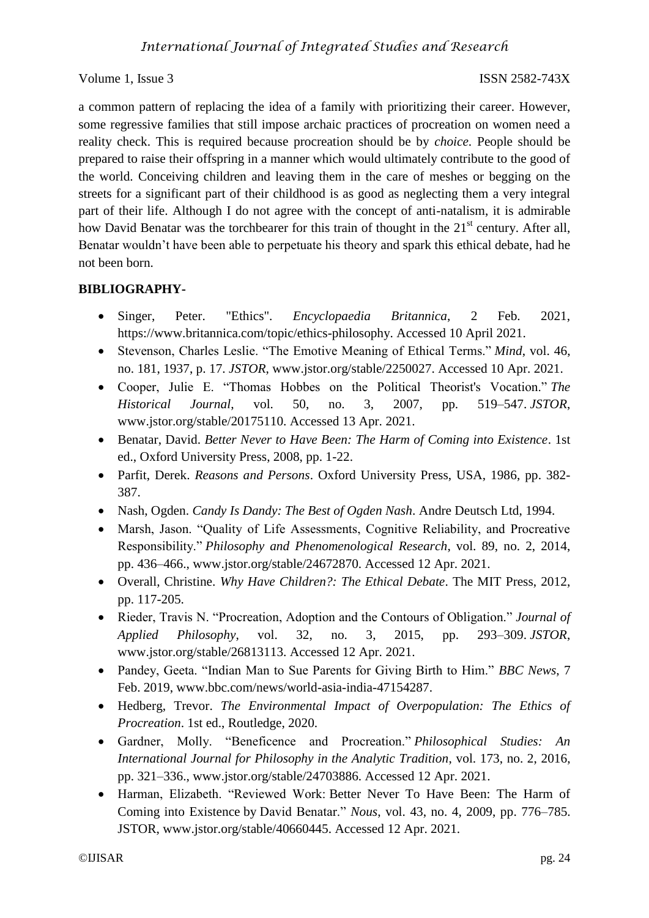a common pattern of replacing the idea of a family with prioritizing their career. However, some regressive families that still impose archaic practices of procreation on women need a reality check. This is required because procreation should be by *choice*. People should be prepared to raise their offspring in a manner which would ultimately contribute to the good of the world. Conceiving children and leaving them in the care of meshes or begging on the streets for a significant part of their childhood is as good as neglecting them a very integral part of their life. Although I do not agree with the concept of anti-natalism, it is admirable how David Benatar was the torchbearer for this train of thought in the 21st century. After all, Benatar wouldn't have been able to perpetuate his theory and spark this ethical debate, had he not been born.

**BIBLIOGRAPHY-**

- Singer, Peter. "Ethics". *Encyclopaedia Britannica*, 2 Feb. 2021, https://www.britannica.com/topic/ethics-philosophy. Accessed 10 April 2021.
- Stevenson, Charles Leslie. "The Emotive Meaning of Ethical Terms." *Mind*, vol. 46, no. 181, 1937, p. 17. *JSTOR*, www.jstor.org/stable/2250027. Accessed 10 Apr. 2021.
- Cooper, Julie E. "Thomas Hobbes on the Political Theorist's Vocation." *The Historical Journal*, vol. 50, no. 3, 2007, pp. 519–547. *JSTOR*, www.jstor.org/stable/20175110. Accessed 13 Apr. 2021.
- Benatar, David. *Better Never to Have Been: The Harm of Coming into Existence*. 1st ed., Oxford University Press, 2008, pp. 1-22.
- Parfit, Derek. *Reasons and Persons*. Oxford University Press, USA, 1986, pp. 382-387.
- Nash, Ogden. *Candy Is Dandy: The Best of Ogden Nash*. Andre Deutsch Ltd, 1994.
- Marsh, Jason. "Quality of Life Assessments, Cognitive Reliability, and Procreative Responsibility." *Philosophy and Phenomenological Research*, vol. 89, no. 2, 2014, pp. 436–466., www.jstor.org/stable/24672870. Accessed 12 Apr. 2021.
- Overall, Christine. *Why Have Children?: The Ethical Debate*. The MIT Press, 2012, pp. 117-205.
- Rieder, Travis N. "Procreation, Adoption and the Contours of Obligation." *Journal of Applied Philosophy*, vol. 32, no. 3, 2015, pp. 293–309. *JSTOR*, www.jstor.org/stable/26813113. Accessed 12 Apr. 2021.
- Pandey, Geeta. "Indian Man to Sue Parents for Giving Birth to Him." *BBC News*, 7 Feb. 2019, www.bbc.com/news/world-asia-india-47154287.
- Hedberg, Trevor. *The Environmental Impact of Overpopulation: The Ethics of Procreation*. 1st ed., Routledge, 2020.
- Gardner, Molly. "Beneficence and Procreation." *Philosophical Studies: An International Journal for Philosophy in the Analytic Tradition*, vol. 173, no. 2, 2016, pp. 321–336., www.jstor.org/stable/24703886. Accessed 12 Apr. 2021.
- Harman, Elizabeth. "Reviewed Work: Better Never To Have Been: The Harm of Coming into Existence by David Benatar." *Nous*, vol. 43, no. 4, 2009, pp. 776–785. JSTOR, www.jstor.org/stable/40660445. Accessed 12 Apr. 2021.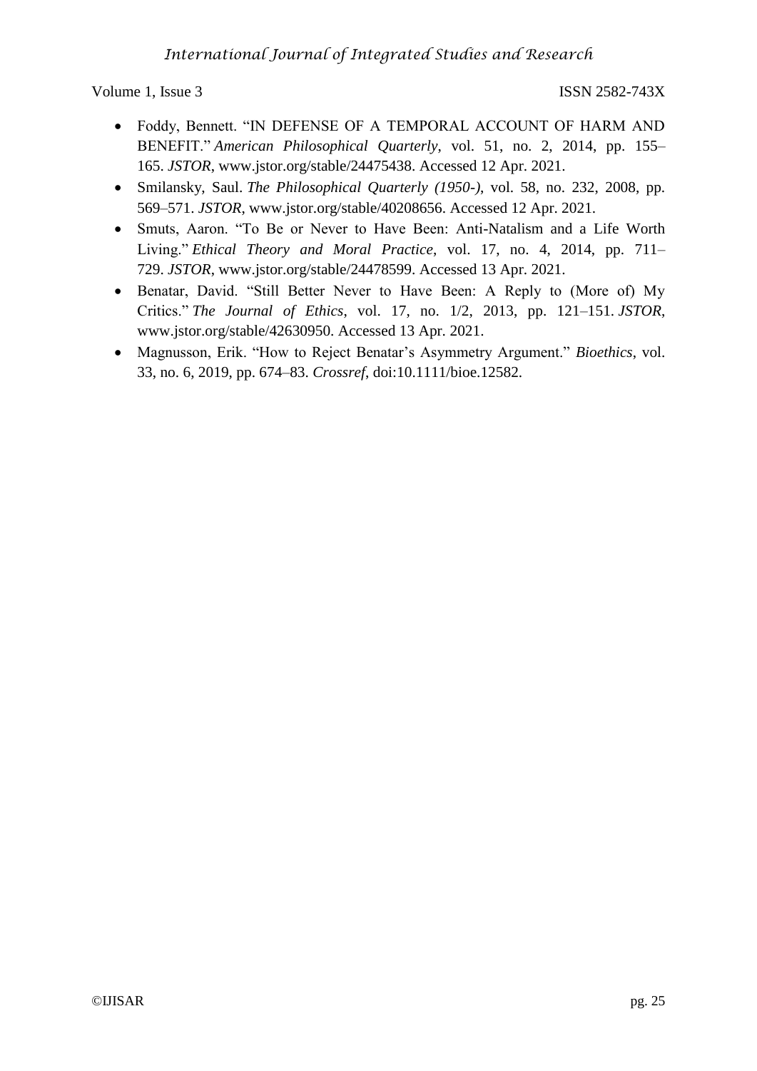- Foddy, Bennett. "IN DEFENSE OF A TEMPORAL ACCOUNT OF HARM AND BENEFIT." *American Philosophical Quarterly*, vol. 51, no. 2, 2014, pp. 155–165. *JSTOR*, www.jstor.org/stable/24475438. Accessed 12 Apr. 2021.
- Smilansky, Saul. *The Philosophical Quarterly (1950-)*, vol. 58, no. 232, 2008, pp. 569–571. *JSTOR*, www.jstor.org/stable/40208656. Accessed 12 Apr. 2021.
- Smuts, Aaron. "To Be or Never to Have Been: Anti-Natalism and a Life Worth Living." *Ethical Theory and Moral Practice*, vol. 17, no. 4, 2014, pp. 711–729. *JSTOR*, www.jstor.org/stable/24478599. Accessed 13 Apr. 2021.
- Benatar, David. "Still Better Never to Have Been: A Reply to (More of) My Critics." *The Journal of Ethics*, vol. 17, no. 1/2, 2013, pp. 121–151. *JSTOR*, www.jstor.org/stable/42630950. Accessed 13 Apr. 2021.
- Magnusson, Erik. "How to Reject Benatar's Asymmetry Argument." *Bioethics*, vol. 33, no. 6, 2019, pp. 674–83. *Crossref*, doi:10.1111/bioe.12582.